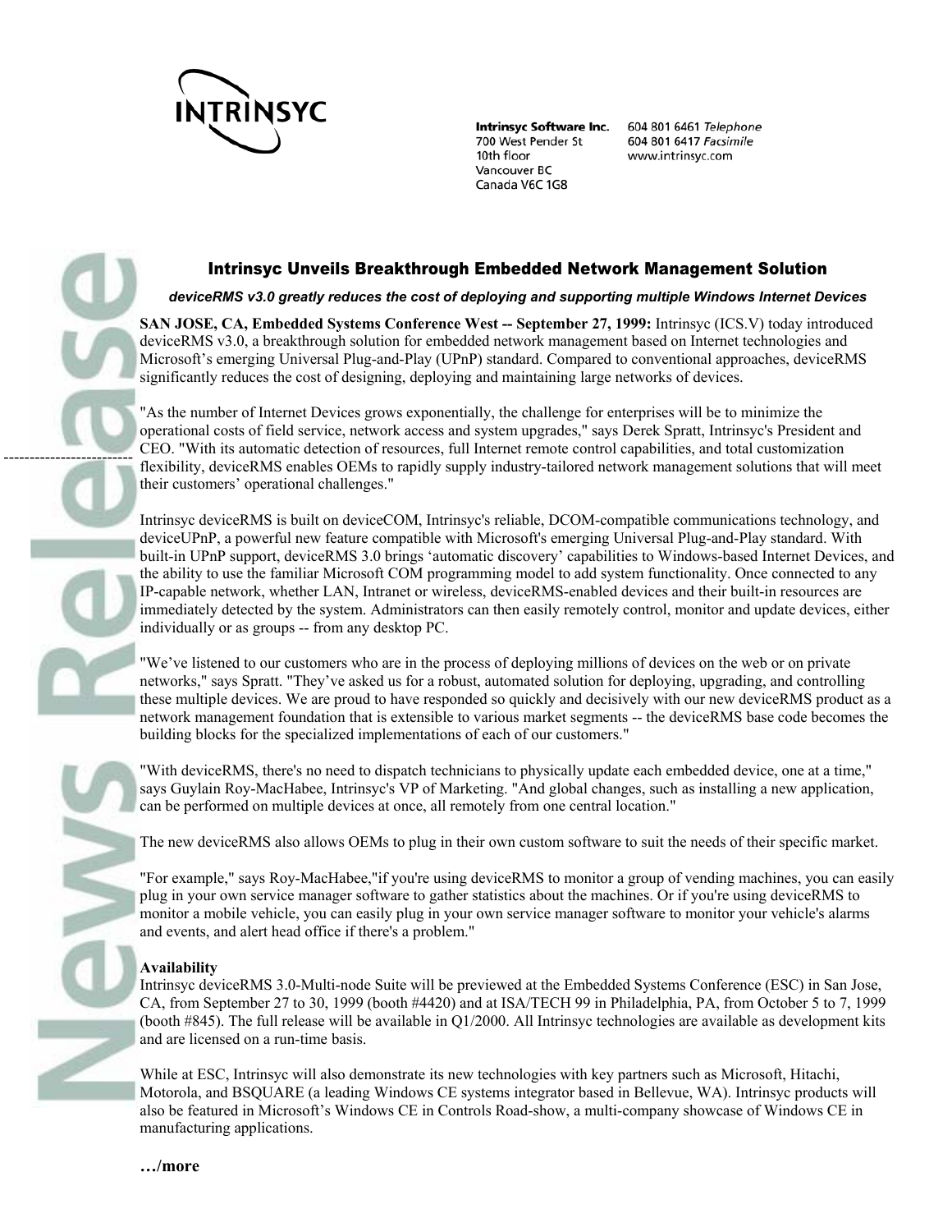INTRINSYC

**Intrinsyc Software Inc.**
700 West Pender St
10th floor
Vancouver BC
Canada V6C 1G8

604 801 6461 *Telephone*
604 801 6417 *Facsimile*
www.intrinsyc.com

News Release

## Intrinsyc Unveils Breakthrough Embedded Network Management Solution

***deviceRMS v3.0 greatly reduces the cost of deploying and supporting multiple Windows Internet Devices***

**SAN JOSE, CA, Embedded Systems Conference West -- September 27, 1999:** Intrinsyc (ICS.V) today introduced deviceRMS v3.0, a breakthrough solution for embedded network management based on Internet technologies and Microsoft's emerging Universal Plug-and-Play (UPnP) standard. Compared to conventional approaches, deviceRMS significantly reduces the cost of designing, deploying and maintaining large networks of devices.

"As the number of Internet Devices grows exponentially, the challenge for enterprises will be to minimize the operational costs of field service, network access and system upgrades," says Derek Spratt, Intrinsyc's President and CEO. "With its automatic detection of resources, full Internet remote control capabilities, and total customization flexibility, deviceRMS enables OEMs to rapidly supply industry-tailored network management solutions that will meet their customers' operational challenges."

Intrinsyc deviceRMS is built on deviceCOM, Intrinsyc's reliable, DCOM-compatible communications technology, and deviceUPnP, a powerful new feature compatible with Microsoft's emerging Universal Plug-and-Play standard. With built-in UPnP support, deviceRMS 3.0 brings 'automatic discovery' capabilities to Windows-based Internet Devices, and the ability to use the familiar Microsoft COM programming model to add system functionality. Once connected to any IP-capable network, whether LAN, Intranet or wireless, deviceRMS-enabled devices and their built-in resources are immediately detected by the system. Administrators can then easily remotely control, monitor and update devices, either individually or as groups -- from any desktop PC.

"We've listened to our customers who are in the process of deploying millions of devices on the web or on private networks," says Spratt. "They've asked us for a robust, automated solution for deploying, upgrading, and controlling these multiple devices. We are proud to have responded so quickly and decisively with our new deviceRMS product as a network management foundation that is extensible to various market segments -- the deviceRMS base code becomes the building blocks for the specialized implementations of each of our customers."

"With deviceRMS, there's no need to dispatch technicians to physically update each embedded device, one at a time," says Guylain Roy-MacHabee, Intrinsyc's VP of Marketing. "And global changes, such as installing a new application, can be performed on multiple devices at once, all remotely from one central location."

The new deviceRMS also allows OEMs to plug in their own custom software to suit the needs of their specific market.

"For example," says Roy-MacHabee,"if you're using deviceRMS to monitor a group of vending machines, you can easily plug in your own service manager software to gather statistics about the machines. Or if you're using deviceRMS to monitor a mobile vehicle, you can easily plug in your own service manager software to monitor your vehicle's alarms and events, and alert head office if there's a problem."

**Availability**

Intrinsyc deviceRMS 3.0-Multi-node Suite will be previewed at the Embedded Systems Conference (ESC) in San Jose, CA, from September 27 to 30, 1999 (booth #4420) and at ISA/TECH 99 in Philadelphia, PA, from October 5 to 7, 1999 (booth #845). The full release will be available in Q1/2000. All Intrinsyc technologies are available as development kits and are licensed on a run-time basis.

While at ESC, Intrinsyc will also demonstrate its new technologies with key partners such as Microsoft, Hitachi, Motorola, and BSQUARE (a leading Windows CE systems integrator based in Bellevue, WA). Intrinsyc products will also be featured in Microsoft's Windows CE in Controls Road-show, a multi-company showcase of Windows CE in manufacturing applications.

**…/more**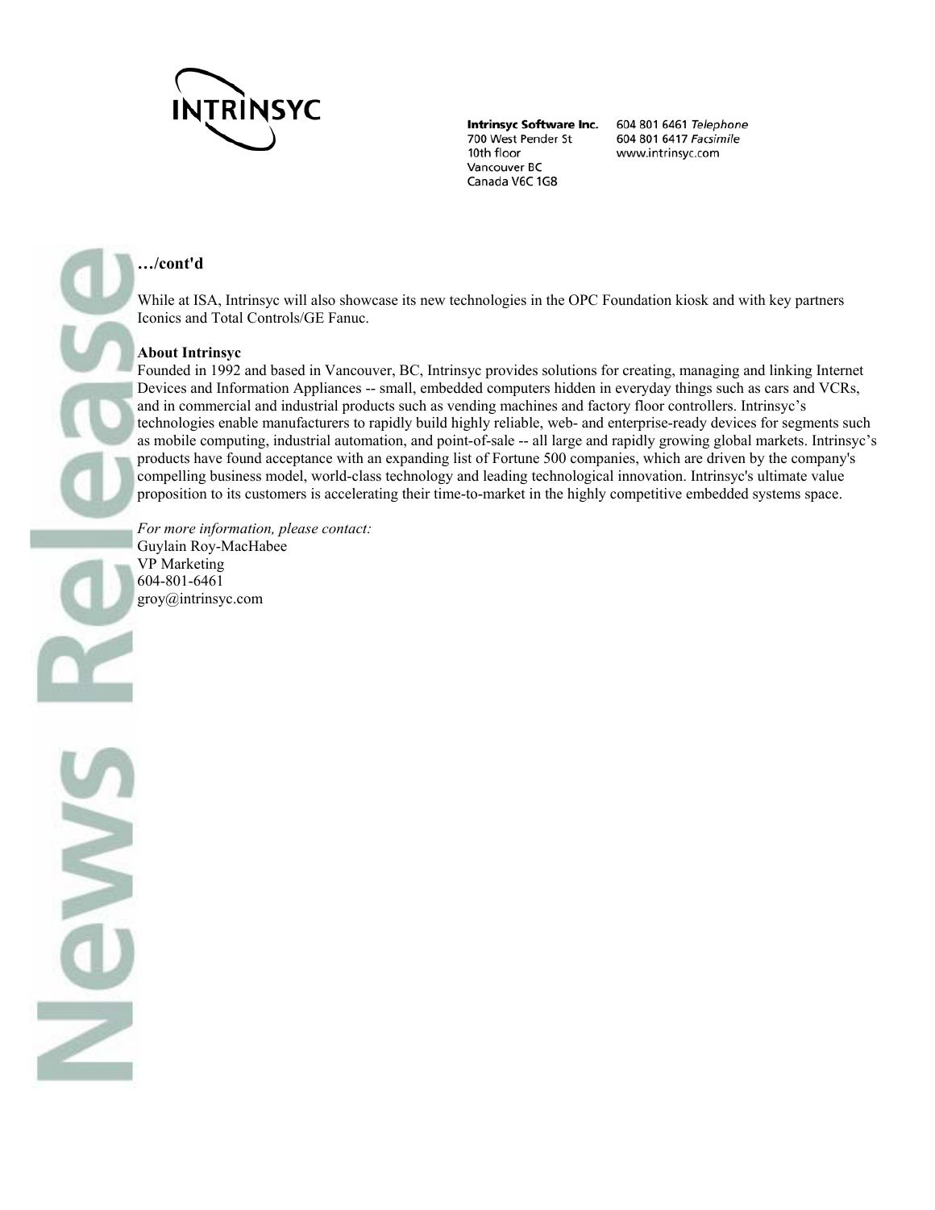**…/cont'd**

While at ISA, Intrinsyc will also showcase its new technologies in the OPC Foundation kiosk and with key partners Iconics and Total Controls/GE Fanuc.

**About Intrinsyc**

Founded in 1992 and based in Vancouver, BC, Intrinsyc provides solutions for creating, managing and linking Internet Devices and Information Appliances -- small, embedded computers hidden in everyday things such as cars and VCRs, and in commercial and industrial products such as vending machines and factory floor controllers. Intrinsyc's technologies enable manufacturers to rapidly build highly reliable, web- and enterprise-ready devices for segments such as mobile computing, industrial automation, and point-of-sale -- all large and rapidly growing global markets. Intrinsyc's products have found acceptance with an expanding list of Fortune 500 companies, which are driven by the company's compelling business model, world-class technology and leading technological innovation. Intrinsyc's ultimate value proposition to its customers is accelerating their time-to-market in the highly competitive embedded systems space.

*For more information, please contact:*
Guylain Roy-MacHabee
VP Marketing
604-801-6461
groy@intrinsyc.com